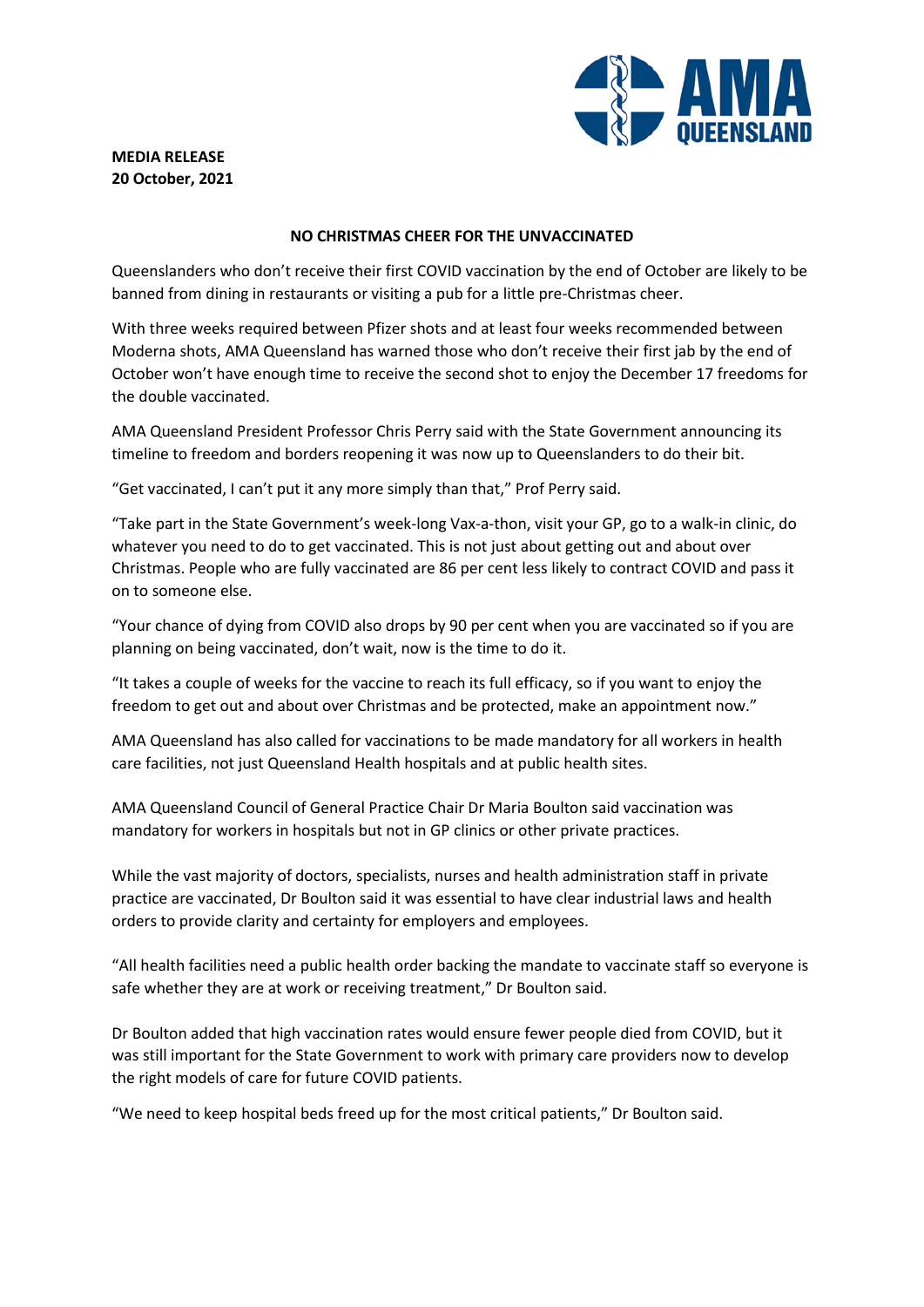**MEDIA RELEASE**
**20 October, 2021**

# NO CHRISTMAS CHEER FOR THE UNVACCINATED

Queenslanders who don't receive their first COVID vaccination by the end of October are likely to be banned from dining in restaurants or visiting a pub for a little pre-Christmas cheer.

With three weeks required between Pfizer shots and at least four weeks recommended between Moderna shots, AMA Queensland has warned those who don't receive their first jab by the end of October won't have enough time to receive the second shot to enjoy the December 17 freedoms for the double vaccinated.

AMA Queensland President Professor Chris Perry said with the State Government announcing its timeline to freedom and borders reopening it was now up to Queenslanders to do their bit.

"Get vaccinated, I can't put it any more simply than that," Prof Perry said.

"Take part in the State Government's week-long Vax-a-thon, visit your GP, go to a walk-in clinic, do whatever you need to do to get vaccinated. This is not just about getting out and about over Christmas. People who are fully vaccinated are 86 per cent less likely to contract COVID and pass it on to someone else.

"Your chance of dying from COVID also drops by 90 per cent when you are vaccinated so if you are planning on being vaccinated, don't wait, now is the time to do it.

"It takes a couple of weeks for the vaccine to reach its full efficacy, so if you want to enjoy the freedom to get out and about over Christmas and be protected, make an appointment now."

AMA Queensland has also called for vaccinations to be made mandatory for all workers in health care facilities, not just Queensland Health hospitals and at public health sites.

AMA Queensland Council of General Practice Chair Dr Maria Boulton said vaccination was mandatory for workers in hospitals but not in GP clinics or other private practices.

While the vast majority of doctors, specialists, nurses and health administration staff in private practice are vaccinated, Dr Boulton said it was essential to have clear industrial laws and health orders to provide clarity and certainty for employers and employees.

"All health facilities need a public health order backing the mandate to vaccinate staff so everyone is safe whether they are at work or receiving treatment," Dr Boulton said.

Dr Boulton added that high vaccination rates would ensure fewer people died from COVID, but it was still important for the State Government to work with primary care providers now to develop the right models of care for future COVID patients.

"We need to keep hospital beds freed up for the most critical patients," Dr Boulton said.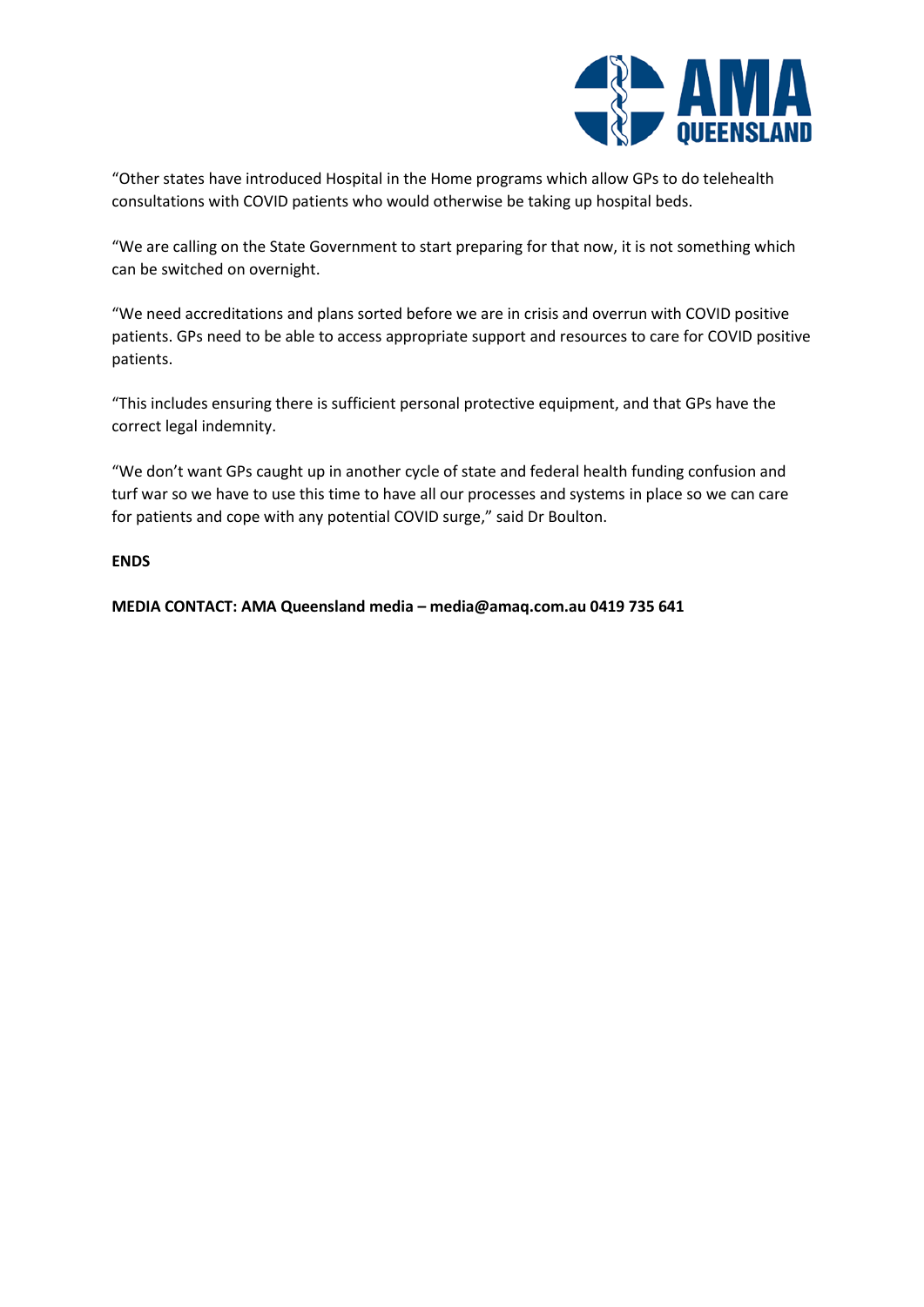“Other states have introduced Hospital in the Home programs which allow GPs to do telehealth consultations with COVID patients who would otherwise be taking up hospital beds.

“We are calling on the State Government to start preparing for that now, it is not something which can be switched on overnight.

“We need accreditations and plans sorted before we are in crisis and overrun with COVID positive patients. GPs need to be able to access appropriate support and resources to care for COVID positive patients.

“This includes ensuring there is sufficient personal protective equipment, and that GPs have the correct legal indemnity.

“We don’t want GPs caught up in another cycle of state and federal health funding confusion and turf war so we have to use this time to have all our processes and systems in place so we can care for patients and cope with any potential COVID surge,” said Dr Boulton.

**ENDS**

**MEDIA CONTACT: AMA Queensland media – media@amaq.com.au 0419 735 641**